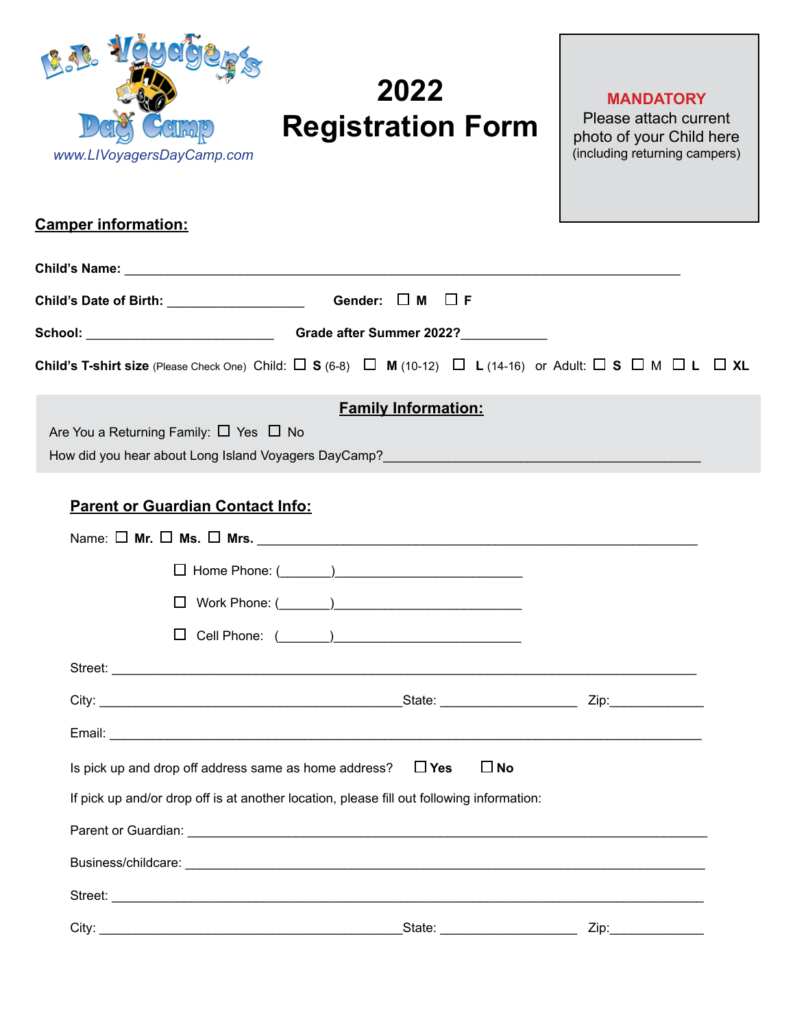L.I. Voyagers Day Camp

www.LIVoyagersDayCamp.com

# 2022 Registration Form

**MANDATORY**
Please attach current photo of your Child here (including returning campers)

## Camper information:

**Child's Name:** ______________________________________________________________________

**Child's Date of Birth:** __________________ **Gender:** ☐ **M** ☐ **F**

**School:** _________________________ **Grade after Summer 2022?**___________

**Child's T-shirt size** (Please Check One) Child: ☐ **S** (6-8) ☐ **M** (10-12) ☐ **L** (14-16) or Adult: ☐ **S** ☐ M ☐ **L** ☐ **XL**

## Family Information:

Are You a Returning Family: ☐ Yes ☐ No

How did you hear about Long Island Voyagers DayCamp?________________________________________

## Parent or Guardian Contact Info:

Name: ☐ **Mr.** ☐ **Ms.** ☐ **Mrs.** __________________________________________________________

☐ Home Phone: (_______)_________________________

☐ Work Phone: (_______)_________________________

☐ Cell Phone: (_______)_________________________

Street: ____________________________________________________________________________

City: _________________________________________State: __________________ Zip:____________

Email: ____________________________________________________________________________

Is pick up and drop off address same as home address? ☐ **Yes** ☐ **No**

If pick up and/or drop off is at another location, please fill out following information:

Parent or Guardian: _____________________________________________________________________

Business/childcare: _____________________________________________________________________

Street: ____________________________________________________________________________

City: _________________________________________State: __________________ Zip:____________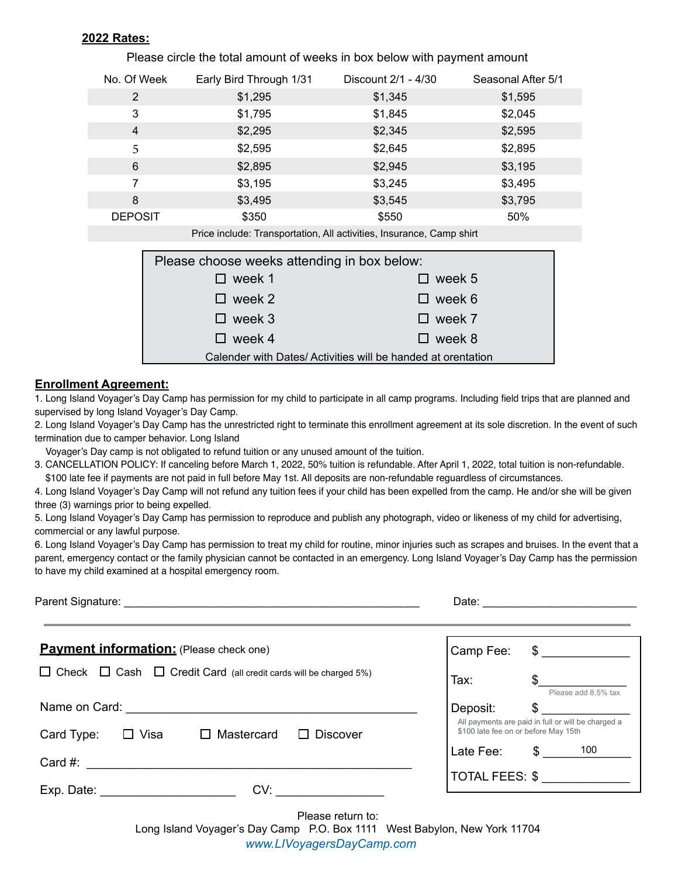## 2022 Rates:

Please circle the total amount of weeks in box below with payment amount

| No. Of Week | Early Bird Through 1/31 | Discount 2/1 - 4/30 | Seasonal After 5/1 |
|---|---|---|---|
| 2 | $1,295 | $1,345 | $1,595 |
| 3 | $1,795 | $1,845 | $2,045 |
| 4 | $2,295 | $2,345 | $2,595 |
| 5 | $2,595 | $2,645 | $2,895 |
| 6 | $2,895 | $2,945 | $3,195 |
| 7 | $3,195 | $3,245 | $3,495 |
| 8 | $3,495 | $3,545 | $3,795 |
| DEPOSIT | $350 | $550 | 50% |

Price include: Transportation, All activities, Insurance, Camp shirt

Please choose weeks attending in box below:

- ☐ week 1
- ☐ week 2
- ☐ week 3
- ☐ week 4
- ☐ week 5
- ☐ week 6
- ☐ week 7
- ☐ week 8

Calender with Dates/ Activities will be handed at orentation

## Enrollment Agreement:

1. Long Island Voyager's Day Camp has permission for my child to participate in all camp programs. Including field trips that are planned and supervised by long Island Voyager's Day Camp.
2. Long Island Voyager's Day Camp has the unrestricted right to terminate this enrollment agreement at its sole discretion. In the event of such termination due to camper behavior. Long Island Voyager's Day camp is not obligated to refund tuition or any unused amount of the tuition.
3. CANCELLATION POLICY: If canceling before March 1, 2022, 50% tuition is refundable. After April 1, 2022, total tuition is non-refundable. $100 late fee if payments are not paid in full before May 1st. All deposits are non-refundable reguardless of circumstances.
4. Long Island Voyager's Day Camp will not refund any tuition fees if your child has been expelled from the camp. He and/or she will be given three (3) warnings prior to being expelled.
5. Long Island Voyager's Day Camp has permission to reproduce and publish any photograph, video or likeness of my child for advertising, commercial or any lawful purpose.
6. Long Island Voyager's Day Camp has permission to treat my child for routine, minor injuries such as scrapes and bruises. In the event that a parent, emergency contact or the family physician cannot be contacted in an emergency. Long Island Voyager's Day Camp has the permission to have my child examined at a hospital emergency room.

Parent Signature: ______________________________ Date: ________________

---

## Payment information: (Please check one)

☐ Check ☐ Cash ☐ Credit Card (all credit cards will be charged 5%)

Name on Card: ______________________________

Card Type: ☐ Visa ☐ Mastercard ☐ Discover

Card #: ______________________________

Exp. Date: ________________ CV: ________________

Camp Fee: $ ____________

Tax: $ ____________
Please add 8.5% tax

Deposit: $ ____________
All payments are paid in full or will be charged a $100 late fee on or before May 15th

Late Fee: $ 100

TOTAL FEES: $ ____________

Please return to:
Long Island Voyager's Day Camp P.O. Box 1111 West Babylon, New York 11704
*www.LIVoyagersDayCamp.com*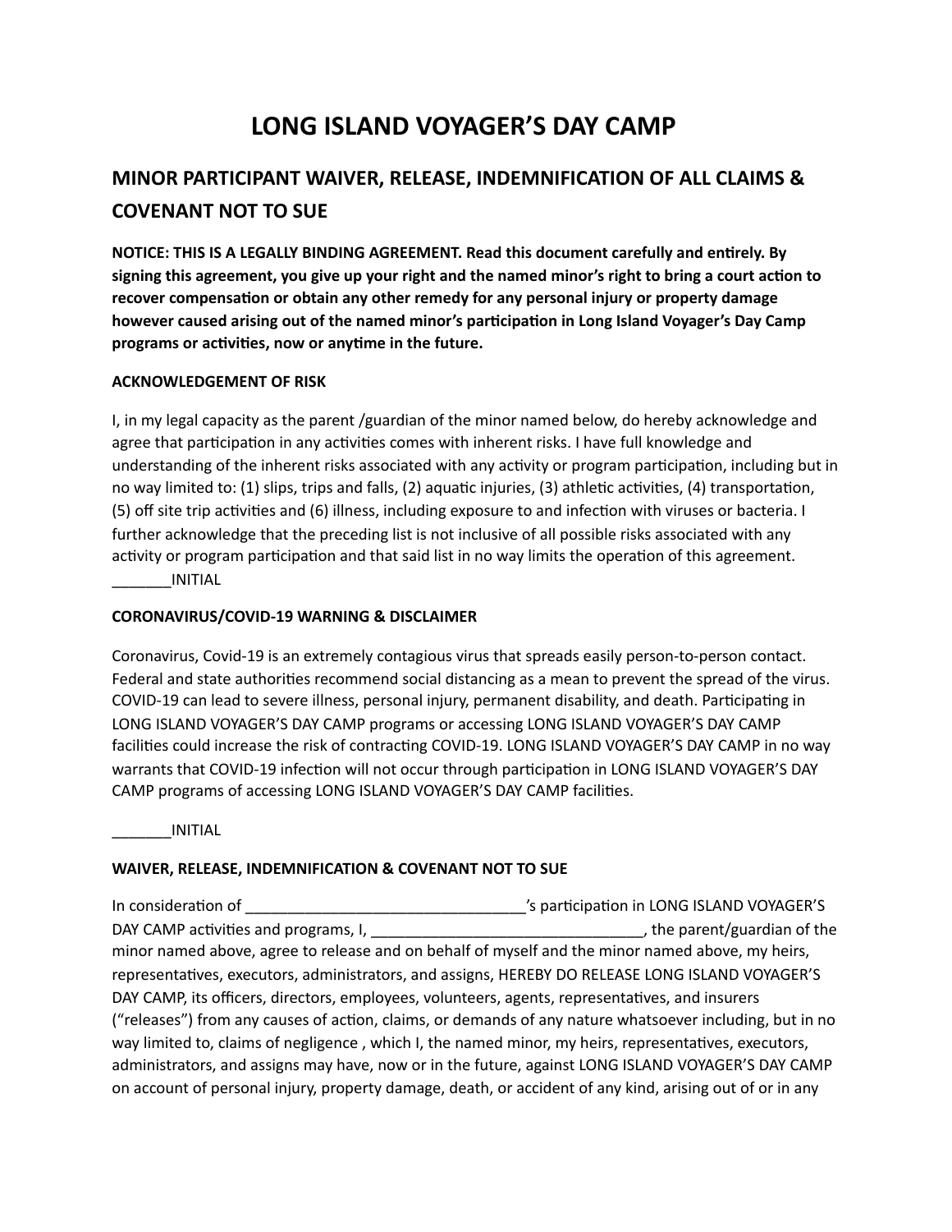# LONG ISLAND VOYAGER'S DAY CAMP

## MINOR PARTICIPANT WAIVER, RELEASE, INDEMNIFICATION OF ALL CLAIMS & COVENANT NOT TO SUE

**NOTICE: THIS IS A LEGALLY BINDING AGREEMENT. Read this document carefully and entirely. By signing this agreement, you give up your right and the named minor's right to bring a court action to recover compensation or obtain any other remedy for any personal injury or property damage however caused arising out of the named minor's participation in Long Island Voyager's Day Camp programs or activities, now or anytime in the future.**

**ACKNOWLEDGEMENT OF RISK**

I, in my legal capacity as the parent /guardian of the minor named below, do hereby acknowledge and agree that participation in any activities comes with inherent risks. I have full knowledge and understanding of the inherent risks associated with any activity or program participation, including but in no way limited to: (1) slips, trips and falls, (2) aquatic injuries, (3) athletic activities, (4) transportation, (5) off site trip activities and (6) illness, including exposure to and infection with viruses or bacteria. I further acknowledge that the preceding list is not inclusive of all possible risks associated with any activity or program participation and that said list in no way limits the operation of this agreement. _______INITIAL

**CORONAVIRUS/COVID-19 WARNING & DISCLAIMER**

Coronavirus, Covid-19 is an extremely contagious virus that spreads easily person-to-person contact. Federal and state authorities recommend social distancing as a mean to prevent the spread of the virus. COVID-19 can lead to severe illness, personal injury, permanent disability, and death. Participating in LONG ISLAND VOYAGER'S DAY CAMP programs or accessing LONG ISLAND VOYAGER'S DAY CAMP facilities could increase the risk of contracting COVID-19. LONG ISLAND VOYAGER'S DAY CAMP in no way warrants that COVID-19 infection will not occur through participation in LONG ISLAND VOYAGER'S DAY CAMP programs of accessing LONG ISLAND VOYAGER'S DAY CAMP facilities.

_______INITIAL

**WAIVER, RELEASE, INDEMNIFICATION & COVENANT NOT TO SUE**

In consideration of __________________________________'s participation in LONG ISLAND VOYAGER'S DAY CAMP activities and programs, I, _________________________________, the parent/guardian of the minor named above, agree to release and on behalf of myself and the minor named above, my heirs, representatives, executors, administrators, and assigns, HEREBY DO RELEASE LONG ISLAND VOYAGER'S DAY CAMP, its officers, directors, employees, volunteers, agents, representatives, and insurers ("releases") from any causes of action, claims, or demands of any nature whatsoever including, but in no way limited to, claims of negligence , which I, the named minor, my heirs, representatives, executors, administrators, and assigns may have, now or in the future, against LONG ISLAND VOYAGER'S DAY CAMP on account of personal injury, property damage, death, or accident of any kind, arising out of or in any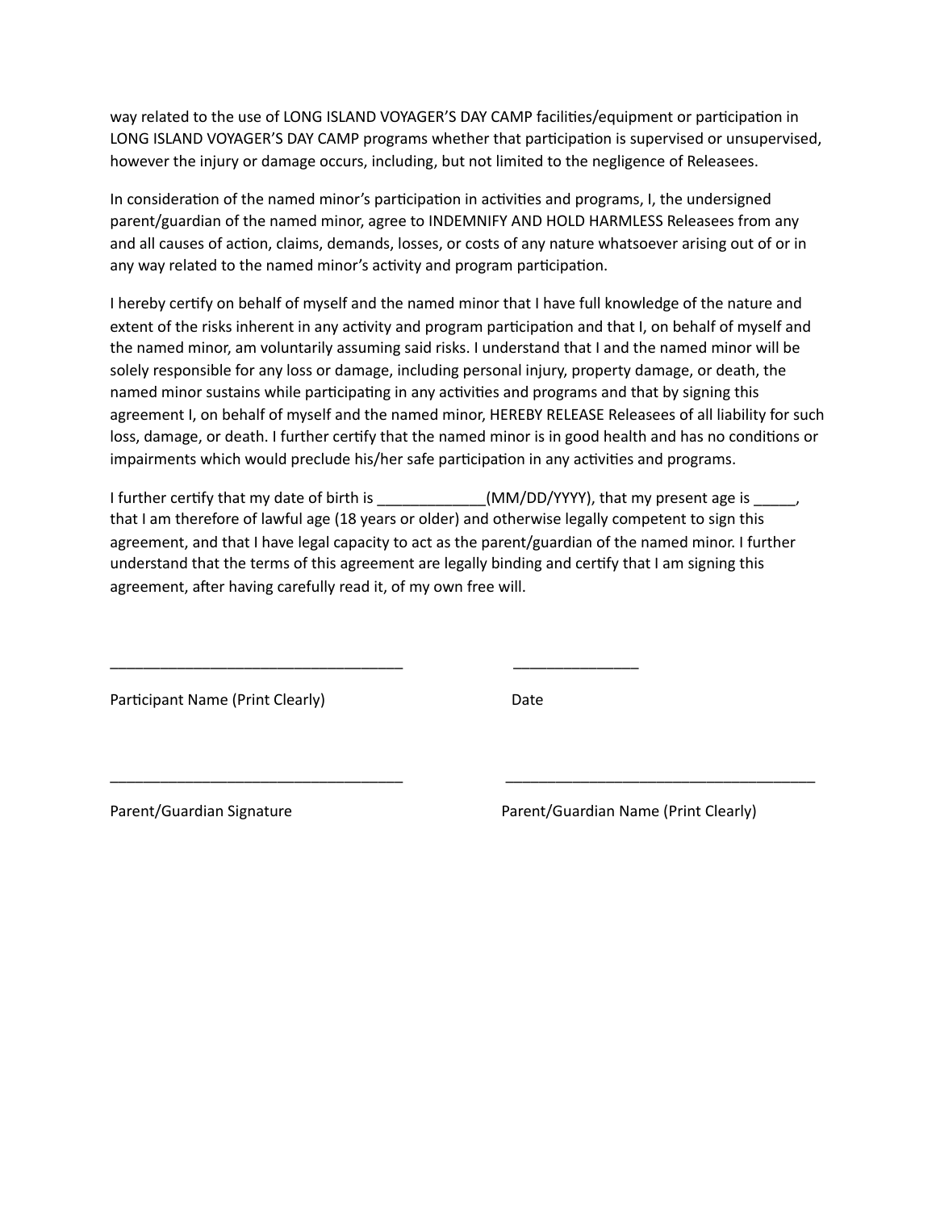way related to the use of LONG ISLAND VOYAGER'S DAY CAMP facilities/equipment or participation in LONG ISLAND VOYAGER'S DAY CAMP programs whether that participation is supervised or unsupervised, however the injury or damage occurs, including, but not limited to the negligence of Releasees.

In consideration of the named minor's participation in activities and programs, I, the undersigned parent/guardian of the named minor, agree to INDEMNIFY AND HOLD HARMLESS Releasees from any and all causes of action, claims, demands, losses, or costs of any nature whatsoever arising out of or in any way related to the named minor's activity and program participation.

I hereby certify on behalf of myself and the named minor that I have full knowledge of the nature and extent of the risks inherent in any activity and program participation and that I, on behalf of myself and the named minor, am voluntarily assuming said risks. I understand that I and the named minor will be solely responsible for any loss or damage, including personal injury, property damage, or death, the named minor sustains while participating in any activities and programs and that by signing this agreement I, on behalf of myself and the named minor, HEREBY RELEASE Releasees of all liability for such loss, damage, or death. I further certify that the named minor is in good health and has no conditions or impairments which would preclude his/her safe participation in any activities and programs.

I further certify that my date of birth is _____________(MM/DD/YYYY), that my present age is _____, that I am therefore of lawful age (18 years or older) and otherwise legally competent to sign this agreement, and that I have legal capacity to act as the parent/guardian of the named minor. I further understand that the terms of this agreement are legally binding and certify that I am signing this agreement, after having carefully read it, of my own free will.

___________________________________ _______________

Participant Name (Print Clearly) Date

___________________________________ _____________________________________

Parent/Guardian Signature Parent/Guardian Name (Print Clearly)